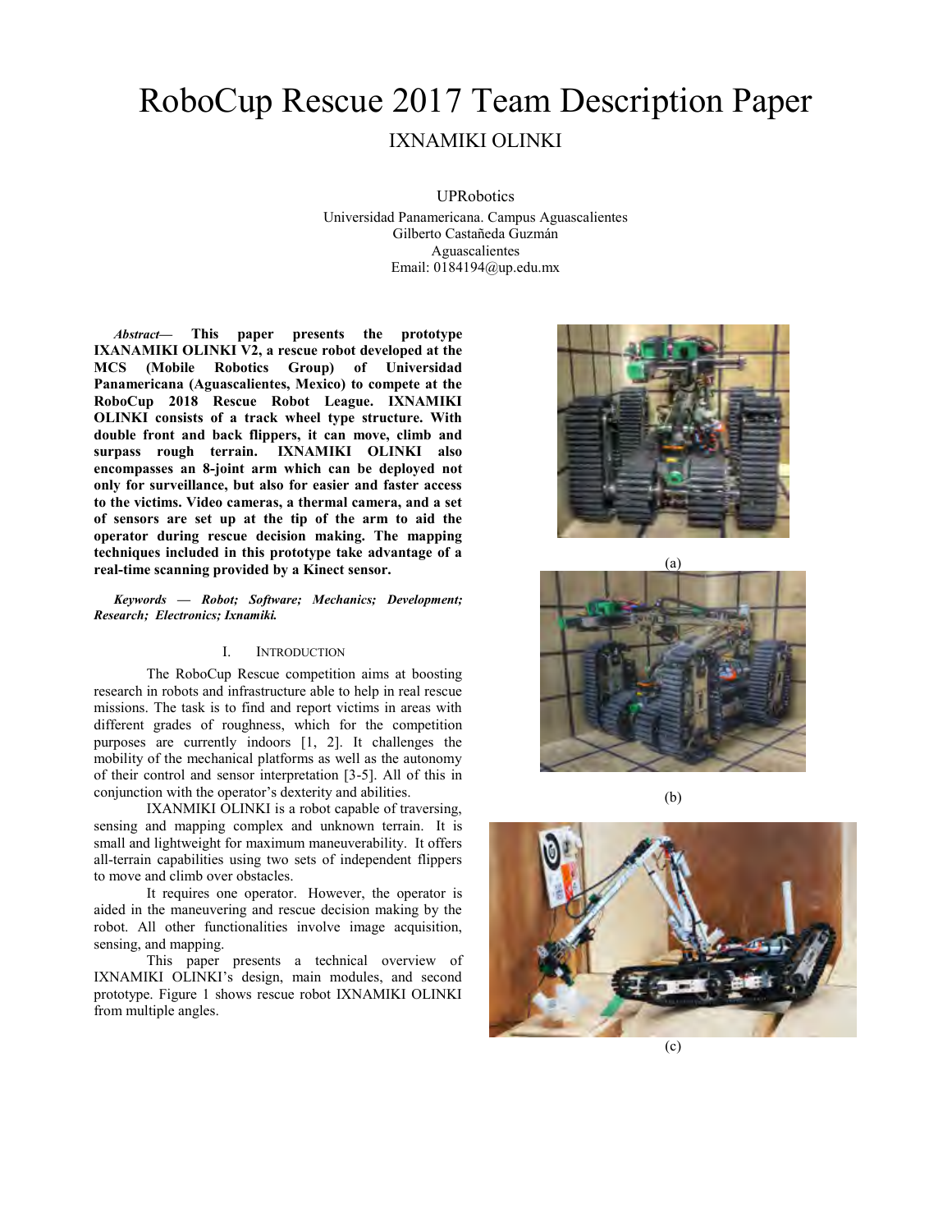# RoboCup Rescue 2017 Team Description Paper

## IXNAMIKI OLINKI

UPRobotics

Universidad Panamericana. Campus Aguascalientes
Gilberto Castañeda Guzmán
Aguascalientes
Email: 0184194@up.edu.mx

***Abstract*— This paper presents the prototype IXANAMIKI OLINKI V2, a rescue robot developed at the MCS (Mobile Robotics Group) of Universidad Panamericana (Aguascalientes, Mexico) to compete at the RoboCup 2018 Rescue Robot League. IXNAMIKI OLINKI consists of a track wheel type structure. With double front and back flippers, it can move, climb and surpass rough terrain. IXNAMIKI OLINKI also encompasses an 8-joint arm which can be deployed not only for surveillance, but also for easier and faster access to the victims. Video cameras, a thermal camera, and a set of sensors are set up at the tip of the arm to aid the operator during rescue decision making. The mapping techniques included in this prototype take advantage of a real-time scanning provided by a Kinect sensor.**

***Keywords — Robot; Software; Mechanics; Development; Research; Electronics; Ixnamiki.***

## I. Introduction

The RoboCup Rescue competition aims at boosting research in robots and infrastructure able to help in real rescue missions. The task is to find and report victims in areas with different grades of roughness, which for the competition purposes are currently indoors [1, 2]. It challenges the mobility of the mechanical platforms as well as the autonomy of their control and sensor interpretation [3-5]. All of this in conjunction with the operator's dexterity and abilities.

IXANMIKI OLINKI is a robot capable of traversing, sensing and mapping complex and unknown terrain. It is small and lightweight for maximum maneuverability. It offers all-terrain capabilities using two sets of independent flippers to move and climb over obstacles.

It requires one operator. However, the operator is aided in the maneuvering and rescue decision making by the robot. All other functionalities involve image acquisition, sensing, and mapping.

This paper presents a technical overview of IXNAMIKI OLINKI's design, main modules, and second prototype. Figure 1 shows rescue robot IXNAMIKI OLINKI from multiple angles.

(a)

(b)

(c)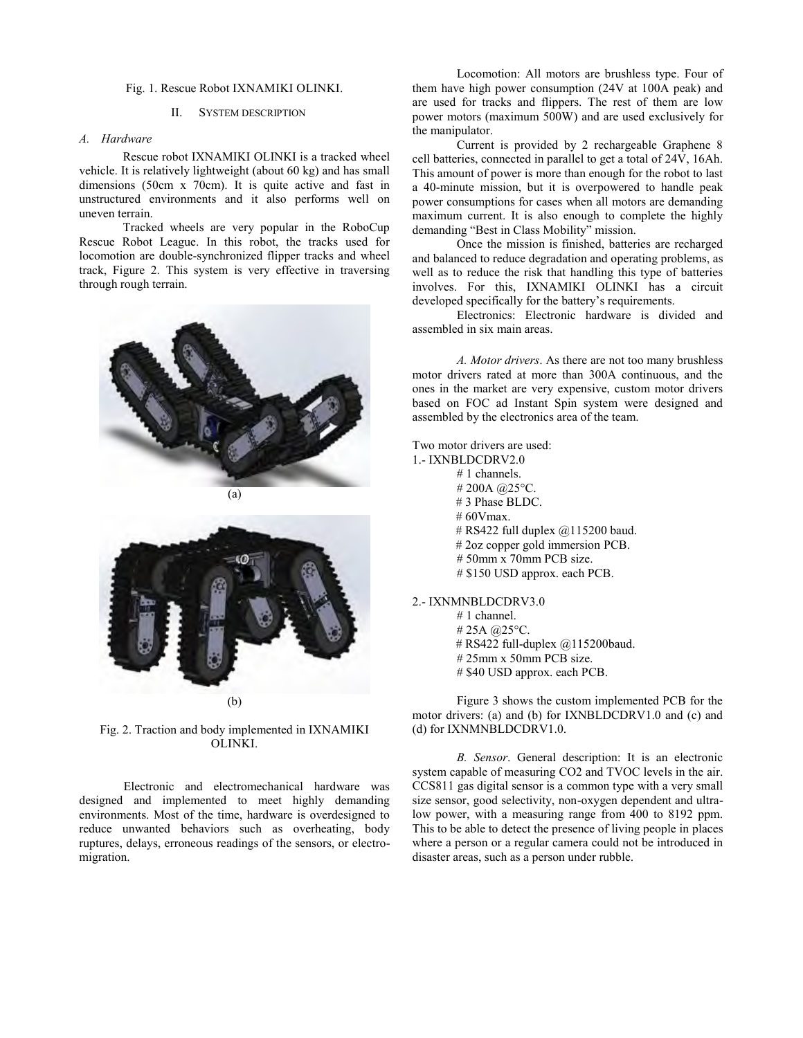Fig. 1. Rescue Robot IXNAMIKI OLINKI.

## II. SYSTEM DESCRIPTION

### *A. Hardware*

Rescue robot IXNAMIKI OLINKI is a tracked wheel vehicle. It is relatively lightweight (about 60 kg) and has small dimensions (50cm x 70cm). It is quite active and fast in unstructured environments and it also performs well on uneven terrain.

Tracked wheels are very popular in the RoboCup Rescue Robot League. In this robot, the tracks used for locomotion are double-synchronized flipper tracks and wheel track, Figure 2. This system is very effective in traversing through rough terrain.

(a)

(b)

Fig. 2. Traction and body implemented in IXNAMIKI OLINKI.

Electronic and electromechanical hardware was designed and implemented to meet highly demanding environments. Most of the time, hardware is overdesigned to reduce unwanted behaviors such as overheating, body ruptures, delays, erroneous readings of the sensors, or electro-migration.

Locomotion: All motors are brushless type. Four of them have high power consumption (24V at 100A peak) and are used for tracks and flippers. The rest of them are low power motors (maximum 500W) and are used exclusively for the manipulator.

Current is provided by 2 rechargeable Graphene 8 cell batteries, connected in parallel to get a total of 24V, 16Ah. This amount of power is more than enough for the robot to last a 40-minute mission, but it is overpowered to handle peak power consumptions for cases when all motors are demanding maximum current. It is also enough to complete the highly demanding "Best in Class Mobility" mission.

Once the mission is finished, batteries are recharged and balanced to reduce degradation and operating problems, as well as to reduce the risk that handling this type of batteries involves. For this, IXNAMIKI OLINKI has a circuit developed specifically for the battery's requirements.

Electronics: Electronic hardware is divided and assembled in six main areas.

*A. Motor drivers*. As there are not too many brushless motor drivers rated at more than 300A continuous, and the ones in the market are very expensive, custom motor drivers based on FOC ad Instant Spin system were designed and assembled by the electronics area of the team.

Two motor drivers are used:

1.- IXNBLDCDRV2.0

# 1 channels.
# 200A @25°C.
# 3 Phase BLDC.
# 60Vmax.
# RS422 full duplex @115200 baud.
# 2oz copper gold immersion PCB.
# 50mm x 70mm PCB size.
# $150 USD approx. each PCB.

2.- IXNMNBLDCDRV3.0

# 1 channel.
# 25A @25°C.
# RS422 full-duplex @115200baud.
# 25mm x 50mm PCB size.
# $40 USD approx. each PCB.

Figure 3 shows the custom implemented PCB for the motor drivers: (a) and (b) for IXNBLDCDRV1.0 and (c) and (d) for IXNMNBLDCDRV1.0.

*B. Sensor*. General description: It is an electronic system capable of measuring $CO_2$ and TVOC levels in the air. CCS811 gas digital sensor is a common type with a very small size sensor, good selectivity, non-oxygen dependent and ultra-low power, with a measuring range from 400 to 8192 ppm. This to be able to detect the presence of living people in places where a person or a regular camera could not be introduced in disaster areas, such as a person under rubble.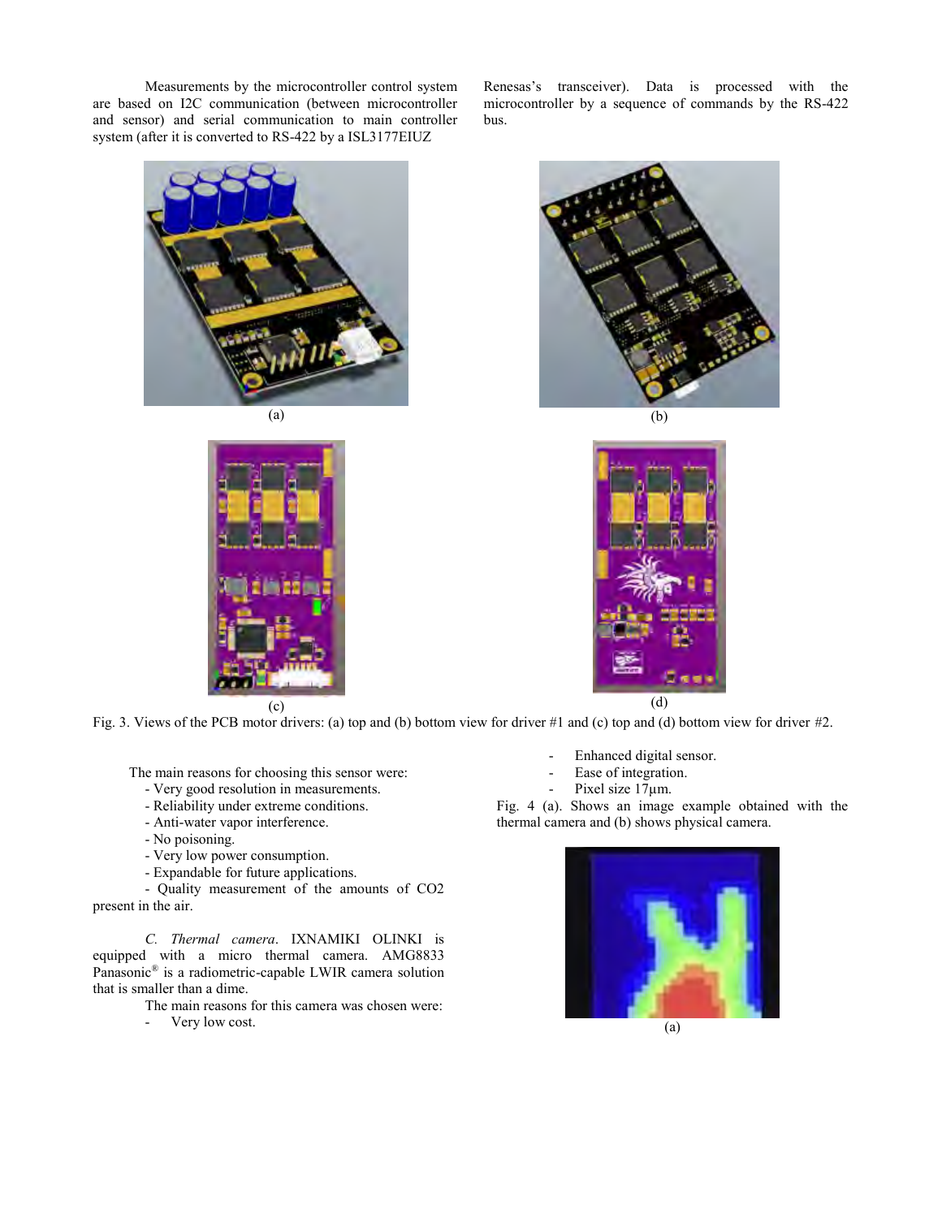Measurements by the microcontroller control system are based on I2C communication (between microcontroller and sensor) and serial communication to main controller system (after it is converted to RS-422 by a ISL3177EIUZ Renesas's transceiver). Data is processed with the microcontroller by a sequence of commands by the RS-422 bus.

(a) (b)

(c) (d)

Fig. 3. Views of the PCB motor drivers: (a) top and (b) bottom view for driver #1 and (c) top and (d) bottom view for driver #2.

The main reasons for choosing this sensor were:

- Very good resolution in measurements.
- Reliability under extreme conditions.
- Anti-water vapor interference.
- No poisoning.
- Very low power consumption.
- Expandable for future applications.
- Quality measurement of the amounts of $CO_2$ present in the air.

*C. Thermal camera*. IXNAMIKI OLINKI is equipped with a micro thermal camera. AMG8833 Panasonic® is a radiometric-capable LWIR camera solution that is smaller than a dime.

The main reasons for this camera was chosen were:

- Very low cost.
- Enhanced digital sensor.
- Ease of integration.
- Pixel size 17µm.

Fig. 4 (a). Shows an image example obtained with the thermal camera and (b) shows physical camera.

(a)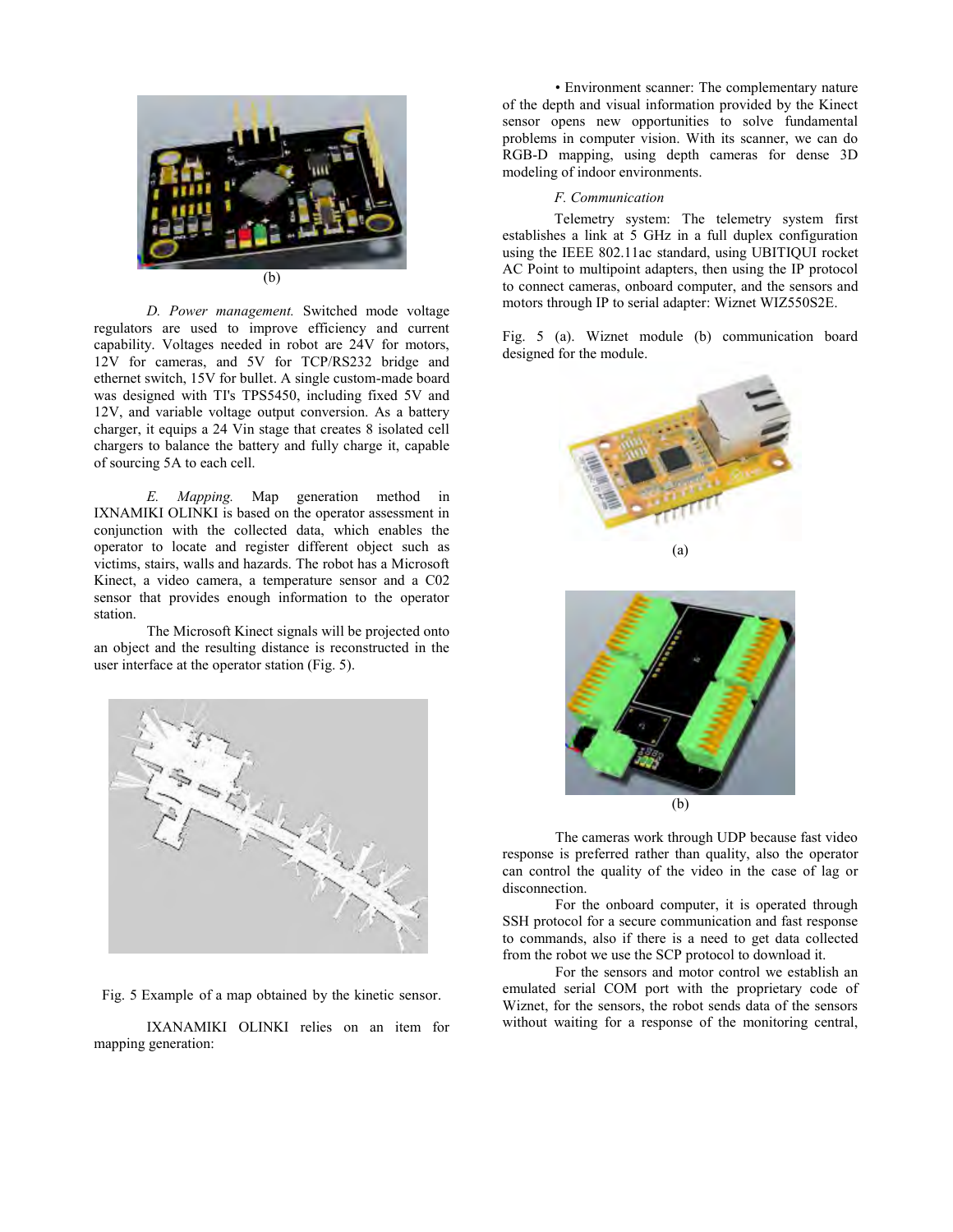(b)

*D. Power management.* Switched mode voltage regulators are used to improve efficiency and current capability. Voltages needed in robot are 24V for motors, 12V for cameras, and 5V for TCP/RS232 bridge and ethernet switch, 15V for bullet. A single custom-made board was designed with TI's TPS5450, including fixed 5V and 12V, and variable voltage output conversion. As a battery charger, it equips a 24 Vin stage that creates 8 isolated cell chargers to balance the battery and fully charge it, capable of sourcing 5A to each cell.

*E. Mapping.* Map generation method in IXNAMIKI OLINKI is based on the operator assessment in conjunction with the collected data, which enables the operator to locate and register different object such as victims, stairs, walls and hazards. The robot has a Microsoft Kinect, a video camera, a temperature sensor and a C02 sensor that provides enough information to the operator station.

The Microsoft Kinect signals will be projected onto an object and the resulting distance is reconstructed in the user interface at the operator station (Fig. 5).

Fig. 5 Example of a map obtained by the kinetic sensor.

IXANAMIKI OLINKI relies on an item for mapping generation:

• Environment scanner: The complementary nature of the depth and visual information provided by the Kinect sensor opens new opportunities to solve fundamental problems in computer vision. With its scanner, we can do RGB-D mapping, using depth cameras for dense 3D modeling of indoor environments.

*F. Communication*

Telemetry system: The telemetry system first establishes a link at 5 GHz in a full duplex configuration using the IEEE 802.11ac standard, using UBITIQUI rocket AC Point to multipoint adapters, then using the IP protocol to connect cameras, onboard computer, and the sensors and motors through IP to serial adapter: Wiznet WIZ550S2E.

Fig. 5 (a). Wiznet module (b) communication board designed for the module.

(a)

(b)

The cameras work through UDP because fast video response is preferred rather than quality, also the operator can control the quality of the video in the case of lag or disconnection.

For the onboard computer, it is operated through SSH protocol for a secure communication and fast response to commands, also if there is a need to get data collected from the robot we use the SCP protocol to download it.

For the sensors and motor control we establish an emulated serial COM port with the proprietary code of Wiznet, for the sensors, the robot sends data of the sensors without waiting for a response of the monitoring central,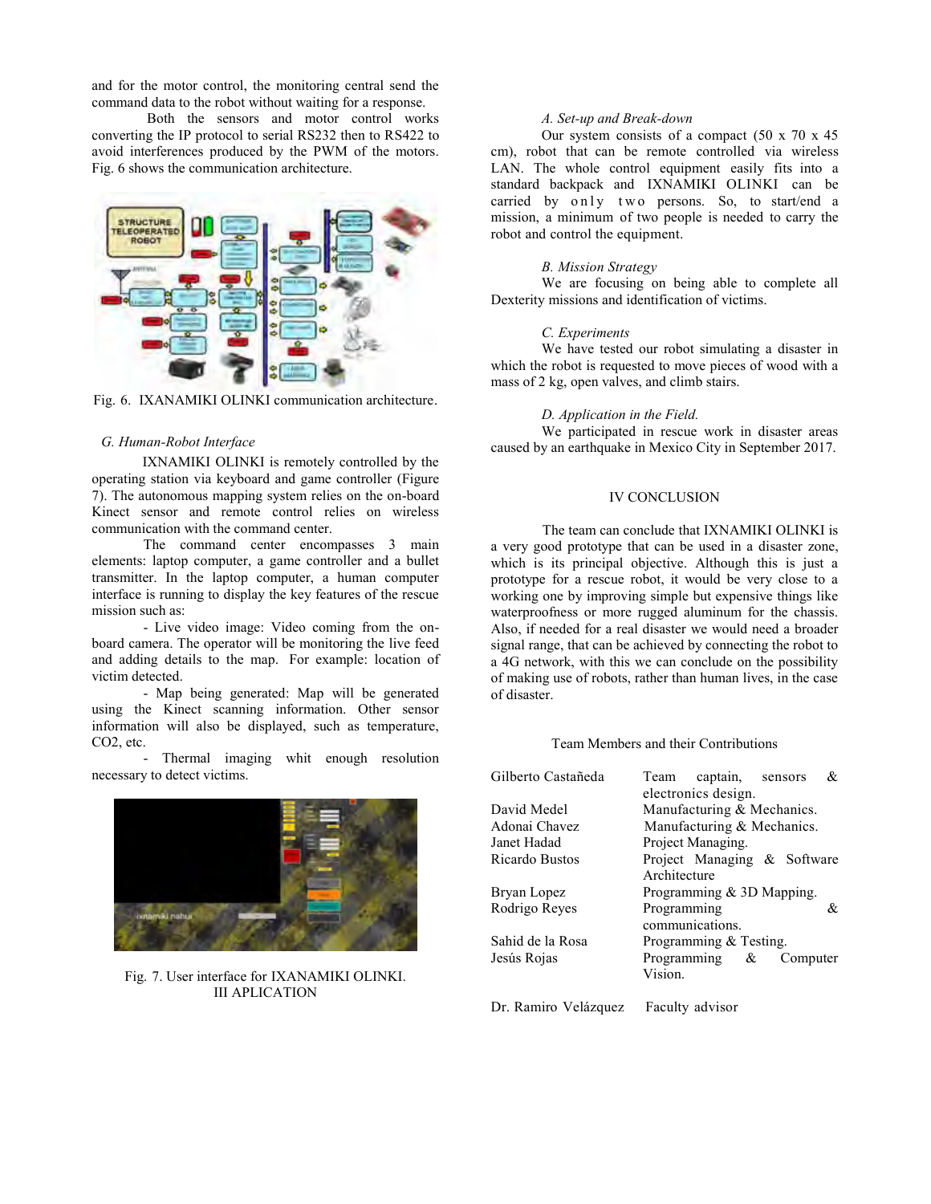and for the motor control, the monitoring central send the command data to the robot without waiting for a response.

Both the sensors and motor control works converting the IP protocol to serial RS232 then to RS422 to avoid interferences produced by the PWM of the motors. Fig. 6 shows the communication architecture.

Fig. 6. IXANAMIKI OLINKI communication architecture.

### G. Human-Robot Interface

IXNAMIKI OLINKI is remotely controlled by the operating station via keyboard and game controller (Figure 7). The autonomous mapping system relies on the on-board Kinect sensor and remote control relies on wireless communication with the command center.

The command center encompasses 3 main elements: laptop computer, a game controller and a bullet transmitter. In the laptop computer, a human computer interface is running to display the key features of the rescue mission such as:

- Live video image: Video coming from the on-board camera. The operator will be monitoring the live feed and adding details to the map. For example: location of victim detected.
- Map being generated: Map will be generated using the Kinect scanning information. Other sensor information will also be displayed, such as temperature, CO2, etc.
- Thermal imaging whit enough resolution necessary to detect victims.

Fig. 7. User interface for IXANAMIKI OLINKI.

## III APLICATION

### A. Set-up and Break-down

Our system consists of a compact (50 x 70 x 45 cm), robot that can be remote controlled via wireless LAN. The whole control equipment easily fits into a standard backpack and IXNAMIKI OLINKI can be carried by only two persons. So, to start/end a mission, a minimum of two people is needed to carry the robot and control the equipment.

### B. Mission Strategy

We are focusing on being able to complete all Dexterity missions and identification of victims.

### C. Experiments

We have tested our robot simulating a disaster in which the robot is requested to move pieces of wood with a mass of 2 kg, open valves, and climb stairs.

### D. Application in the Field.

We participated in rescue work in disaster areas caused by an earthquake in Mexico City in September 2017.

## IV CONCLUSION

The team can conclude that IXNAMIKI OLINKI is a very good prototype that can be used in a disaster zone, which is its principal objective. Although this is just a prototype for a rescue robot, it would be very close to a working one by improving simple but expensive things like waterproofness or more rugged aluminum for the chassis. Also, if needed for a real disaster we would need a broader signal range, that can be achieved by connecting the robot to a 4G network, with this we can conclude on the possibility of making use of robots, rather than human lives, in the case of disaster.

Team Members and their Contributions

| | |
|---|---|
| Gilberto Castañeda | Team captain, sensors & electronics design. |
| David Medel | Manufacturing & Mechanics. |
| Adonai Chavez | Manufacturing & Mechanics. |
| Janet Hadad | Project Managing. |
| Ricardo Bustos | Project Managing & Software Architecture |
| Bryan Lopez | Programming & 3D Mapping. |
| Rodrigo Reyes | Programming & communications. |
| Sahid de la Rosa | Programming & Testing. |
| Jesús Rojas | Programming & Computer Vision. |
| Dr. Ramiro Velázquez | Faculty advisor |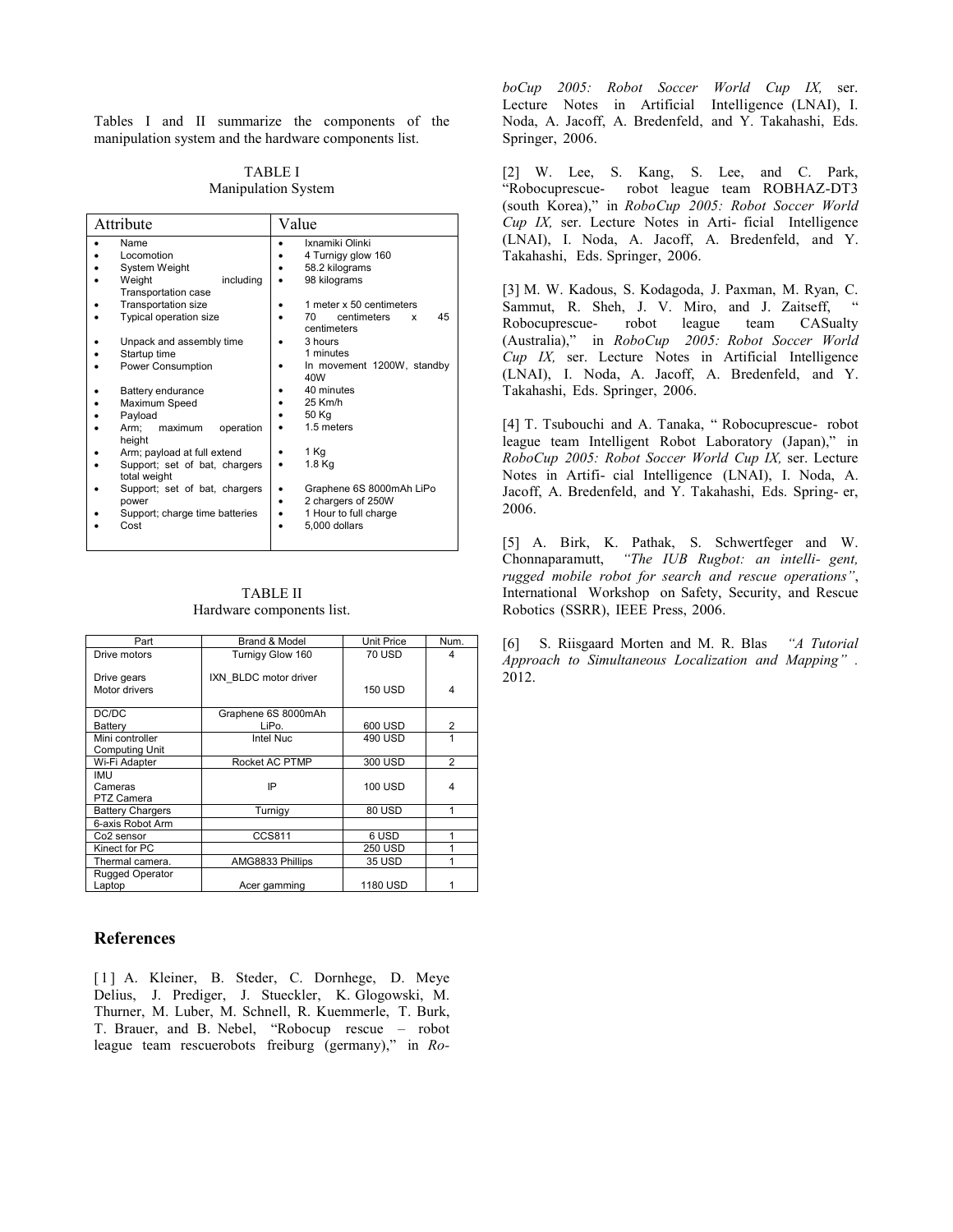Tables I and II summarize the components of the manipulation system and the hardware components list.

TABLE I
Manipulation System

| Attribute | Value |
|---|---|
| • Name | • Ixnamiki Olinki |
| • Locomotion | • 4 Turnigy glow 160 |
| • System Weight | • 58.2 kilograms |
| • Weight including Transportation case | • 98 kilograms |
| • Transportation size | • 1 meter x 50 centimeters |
| • Typical operation size | • 70 centimeters x 45 centimeters |
| • Unpack and assembly time | • 3 hours |
| • Startup time | 1 minutes |
| • Power Consumption | • In movement 1200W, standby 40W |
| • Battery endurance | • 40 minutes |
| • Maximum Speed | • 25 Km/h |
| • Payload | • 50 Kg |
| • Arm; maximum operation height | • 1.5 meters |
| • Arm; payload at full extend | • 1 Kg |
| • Support; set of bat, chargers total weight | • 1.8 Kg |
| • Support; set of bat, chargers power | • Graphene 6S 8000mAh LiPo<br>• 2 chargers of 250W |
| • Support; charge time batteries | • 1 Hour to full charge |
| • Cost | • 5,000 dollars |

TABLE II
Hardware components list.

| Part | Brand & Model | Unit Price | Num. |
|---|---|---|---|
| Drive motors | Turnigy Glow 160 | 70 USD | 4 |
| Drive gears<br>Motor drivers | IXN_BLDC motor driver | 150 USD | 4 |
| DC/DC<br>Battery | Graphene 6S 8000mAh LiPo. | 600 USD | 2 |
| Mini controller<br>Computing Unit | Intel Nuc | 490 USD | 1 |
| Wi-Fi Adapter | Rocket AC PTMP | 300 USD | 2 |
| IMU<br>Cameras<br>PTZ Camera | IP | 100 USD | 4 |
| Battery Chargers | Turnigy | 80 USD | 1 |
| 6-axis Robot Arm | | | |
| Co2 sensor | CCS811 | 6 USD | 1 |
| Kinect for PC | | 250 USD | 1 |
| Thermal camera. | AMG8833 Phillips | 35 USD | 1 |
| Rugged Operator Laptop | Acer gamming | 1180 USD | 1 |

## References

[1] A. Kleiner, B. Steder, C. Dornhege, D. Meye Delius, J. Prediger, J. Stueckler, K. Glogowski, M. Thurner, M. Luber, M. Schnell, R. Kuemmerle, T. Burk, T. Brauer, and B. Nebel, "Robocup rescue – robot league team rescuerobots freiburg (germany)," in *RoboCup 2005: Robot Soccer World Cup IX,* ser. Lecture Notes in Artificial Intelligence (LNAI), I. Noda, A. Jacoff, A. Bredenfeld, and Y. Takahashi, Eds. Springer, 2006.

[2] W. Lee, S. Kang, S. Lee, and C. Park, "Robocuprescue- robot league team ROBHAZ-DT3 (south Korea)," in *RoboCup 2005: Robot Soccer World Cup IX,* ser. Lecture Notes in Arti- ficial Intelligence (LNAI), I. Noda, A. Jacoff, A. Bredenfeld, and Y. Takahashi, Eds. Springer, 2006.

[3] M. W. Kadous, S. Kodagoda, J. Paxman, M. Ryan, C. Sammut, R. Sheh, J. V. Miro, and J. Zaitseff, " Robocuprescue- robot league team CASualty (Australia)," in *RoboCup 2005: Robot Soccer World Cup IX,* ser. Lecture Notes in Artificial Intelligence (LNAI), I. Noda, A. Jacoff, A. Bredenfeld, and Y. Takahashi, Eds. Springer, 2006.

[4] T. Tsubouchi and A. Tanaka, " Robocuprescue- robot league team Intelligent Robot Laboratory (Japan)," in *RoboCup 2005: Robot Soccer World Cup IX,* ser. Lecture Notes in Artifi- cial Intelligence (LNAI), I. Noda, A. Jacoff, A. Bredenfeld, and Y. Takahashi, Eds. Spring- er, 2006.

[5] A. Birk, K. Pathak, S. Schwertfeger and W. Chonnaparamutt, *"The IUB Rugbot: an intelli- gent, rugged mobile robot for search and rescue operations"*, International Workshop on Safety, Security, and Rescue Robotics (SSRR), IEEE Press, 2006.

[6] S. Riisgaard Morten and M. R. Blas *"A Tutorial Approach to Simultaneous Localization and Mapping"* . 2012.